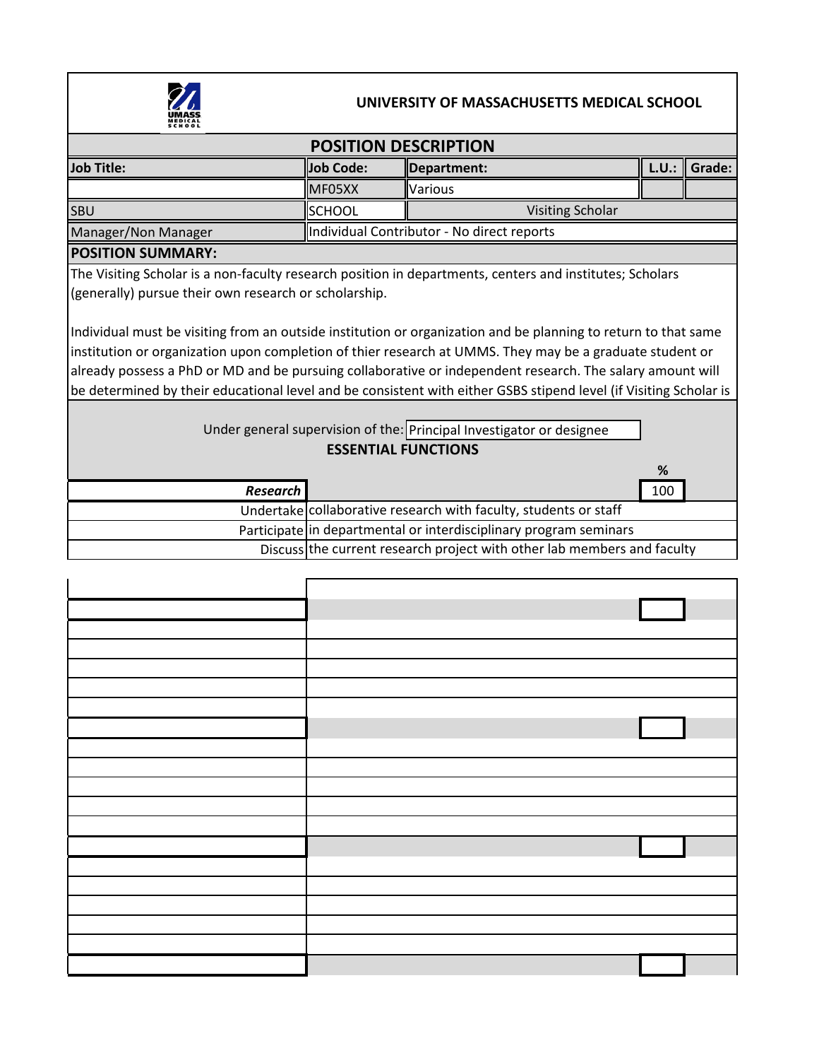**UNIVERSITY OF MASSACHUSETTS MEDICAL SCHOOL**

## POSITION DESCRIPTION

| Job Title: | Job Code: | Department: | L.U.: | Grade: |
|---|---|---|---|---|
| | MF05XX | Various | | |
| SBU | SCHOOL | Visiting Scholar | | |
| Manager/Non Manager | Individual Contributor - No direct reports | | | |

**POSITION SUMMARY:**

The Visiting Scholar is a non-faculty research position in departments, centers and institutes; Scholars (generally) pursue their own research or scholarship.

Individual must be visiting from an outside institution or organization and be planning to return to that same institution or organization upon completion of thier research at UMMS. They may be a graduate student or already possess a PhD or MD and be pursuing collaborative or independent research. The salary amount will be determined by their educational level and be consistent with either GSBS stipend level (if Visiting Scholar is

Under general supervision of the: Principal Investigator or designee

**ESSENTIAL FUNCTIONS**

| | | % |
|---|---|---|
| ***Research*** | | 100 |
| Undertake | collaborative research with faculty, students or staff | |
| Participate | in departmental or interdisciplinary program seminars | |
| Discuss | the current research project with other lab members and faculty | |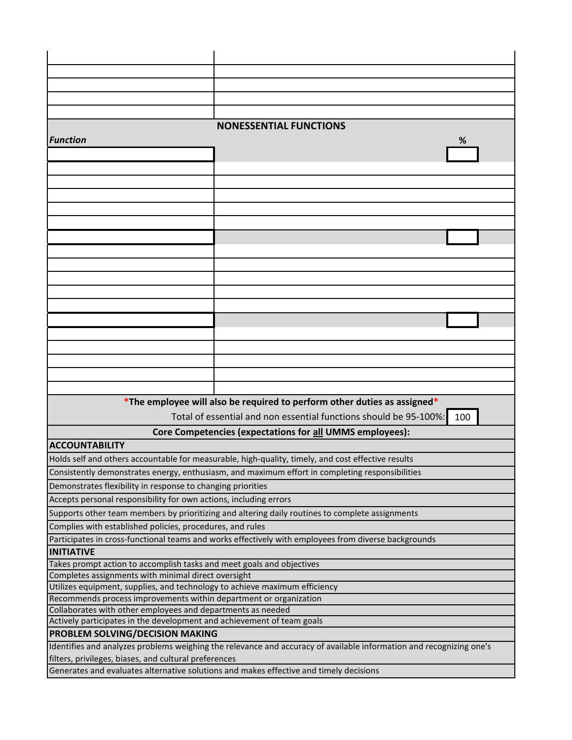## NONESSENTIAL FUNCTIONS

| *Function* | % |
|---|---|
| | |
| | |
| | |

***The employee will also be required to perform other duties as assigned***

Total of essential and non essential functions should be 95-100%: 100

**Core Competencies (expectations for all UMMS employees):**

**ACCOUNTABILITY**

- Holds self and others accountable for measurable, high-quality, timely, and cost effective results
- Consistently demonstrates energy, enthusiasm, and maximum effort in completing responsibilities
- Demonstrates flexibility in response to changing priorities
- Accepts personal responsibility for own actions, including errors
- Supports other team members by prioritizing and altering daily routines to complete assignments
- Complies with established policies, procedures, and rules
- Participates in cross-functional teams and works effectively with employees from diverse backgrounds

**INITIATIVE**

- Takes prompt action to accomplish tasks and meet goals and objectives
- Completes assignments with minimal direct oversight
- Utilizes equipment, supplies, and technology to achieve maximum efficiency
- Recommends process improvements within department or organization
- Collaborates with other employees and departments as needed
- Actively participates in the development and achievement of team goals

**PROBLEM SOLVING/DECISION MAKING**

- Identifies and analyzes problems weighing the relevance and accuracy of available information and recognizing one's filters, privileges, biases, and cultural preferences
- Generates and evaluates alternative solutions and makes effective and timely decisions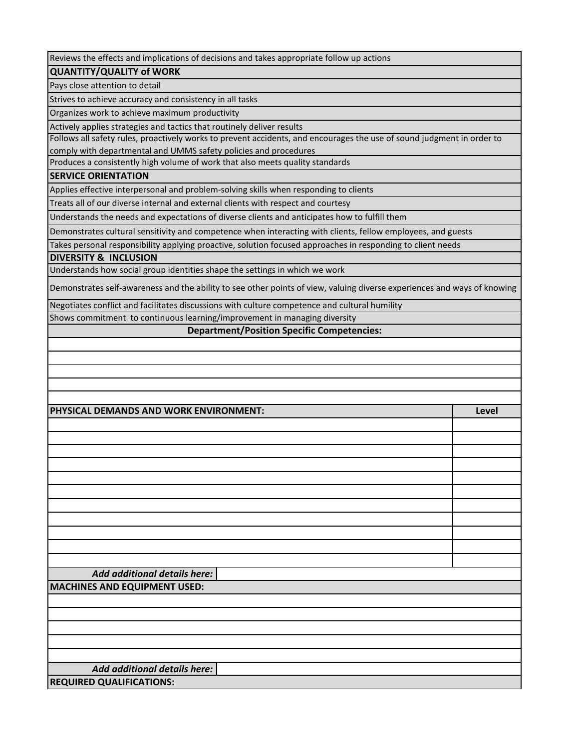| Reviews the effects and implications of decisions and takes appropriate follow up actions |
|---|
| **QUANTITY/QUALITY of WORK** |
| Pays close attention to detail |
| Strives to achieve accuracy and consistency in all tasks |
| Organizes work to achieve maximum productivity |
| Actively applies strategies and tactics that routinely deliver results |
| Follows all safety rules, proactively works to prevent accidents, and encourages the use of sound judgment in order to comply with departmental and UMMS safety policies and procedures |
| Produces a consistently high volume of work that also meets quality standards |
| **SERVICE ORIENTATION** |
| Applies effective interpersonal and problem-solving skills when responding to clients |
| Treats all of our diverse internal and external clients with respect and courtesy |
| Understands the needs and expectations of diverse clients and anticipates how to fulfill them |
| Demonstrates cultural sensitivity and competence when interacting with clients, fellow employees, and guests |
| Takes personal responsibility applying proactive, solution focused approaches in responding to client needs |
| **DIVERSITY & INCLUSION** |
| Understands how social group identities shape the settings in which we work |
| Demonstrates self-awareness and the ability to see other points of view, valuing diverse experiences and ways of knowing |
| Negotiates conflict and facilitates discussions with culture competence and cultural humility |
| Shows commitment to continuous learning/improvement in managing diversity |
| **Department/Position Specific Competencies:** |
| |
| |
| |
| |
| |

| PHYSICAL DEMANDS AND WORK ENVIRONMENT: | Level |
|---|---|
| | |
| | |
| | |
| | |
| | |
| | |
| | |
| | |
| | |
| | |
| | |
| ***Add additional details here:*** | |

| MACHINES AND EQUIPMENT USED: | |
|---|---|
| | |
| | |
| | |
| | |
| | |
| ***Add additional details here:*** | |

| REQUIRED QUALIFICATIONS: |
|---|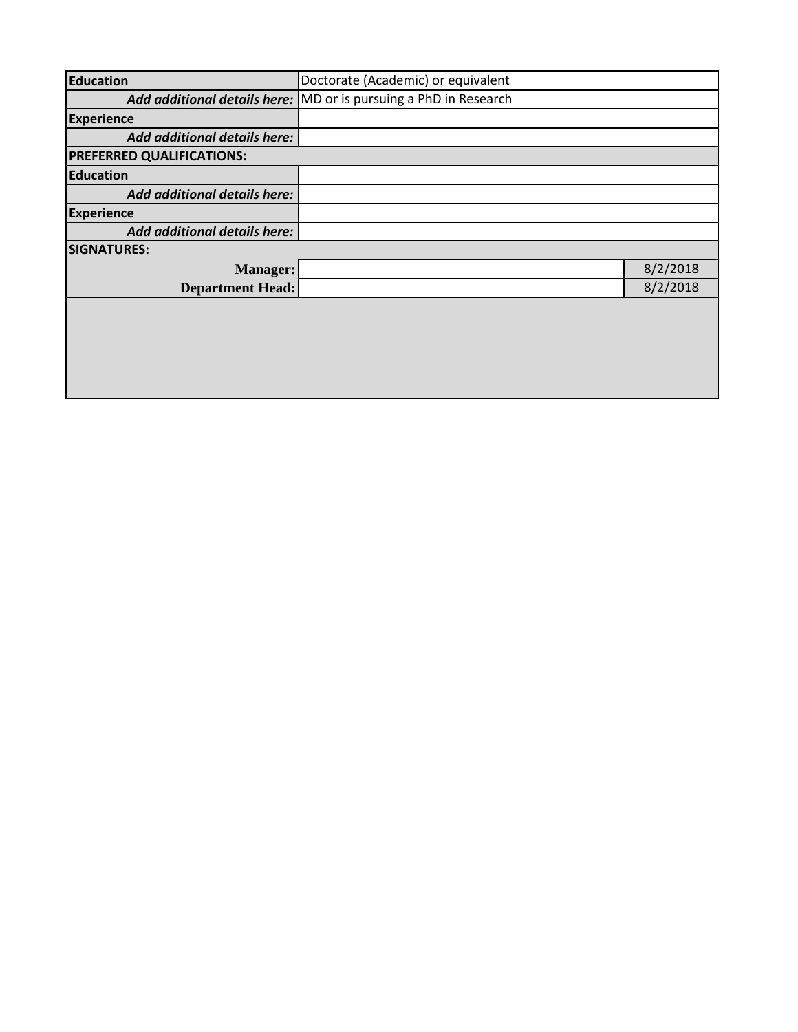| | | |
|---|---|---|
| **Education** | Doctorate (Academic) or equivalent | |
| ***Add additional details here:*** | MD or is pursuing a PhD in Research | |
| **Experience** | | |
| ***Add additional details here:*** | | |
| **PREFERRED QUALIFICATIONS:** | | |
| **Education** | | |
| ***Add additional details here:*** | | |
| **Experience** | | |
| ***Add additional details here:*** | | |
| **SIGNATURES:** | | |
| **Manager:** | | 8/2/2018 |
| **Department Head:** | | 8/2/2018 |